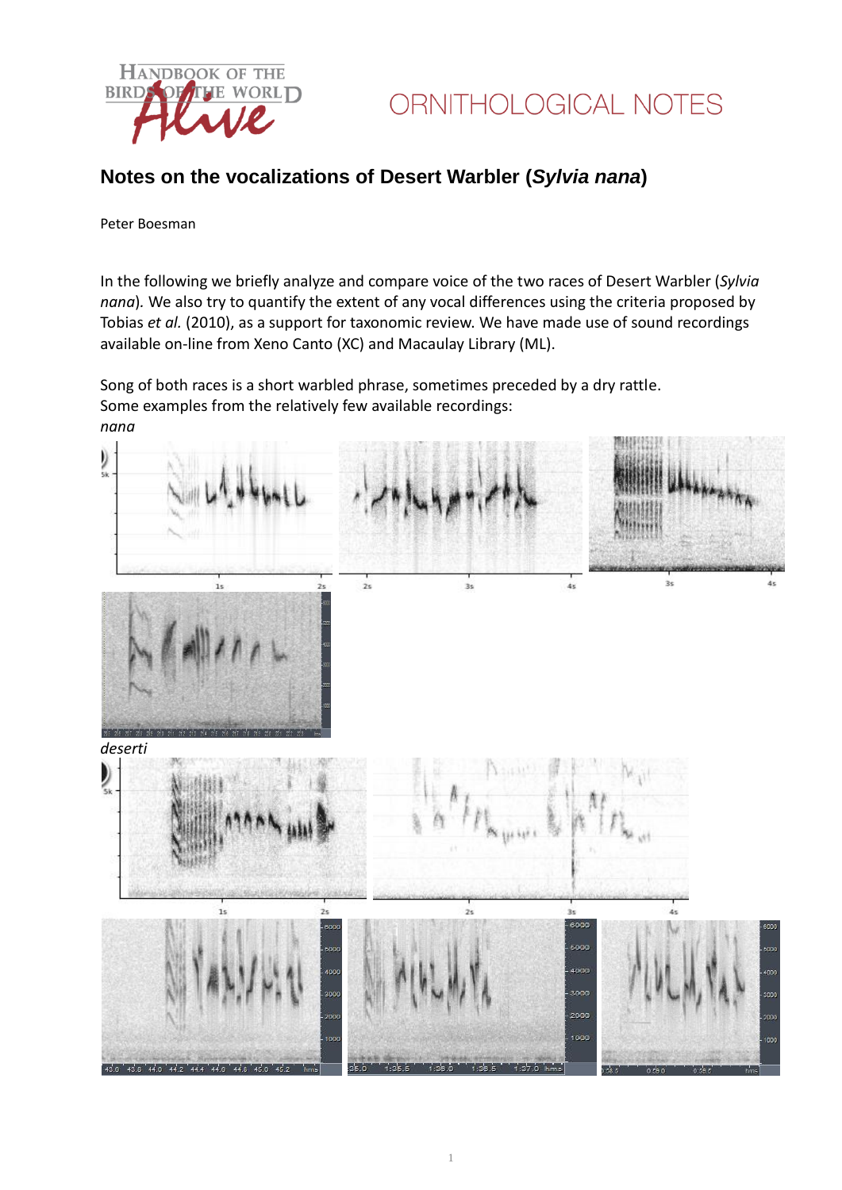ORNITHOLOGICAL NOTES

# Notes on the vocalizations of Desert Warbler (*Sylvia nana*)

Peter Boesman

In the following we briefly analyze and compare voice of the two races of Desert Warbler (*Sylvia nana*). We also try to quantify the extent of any vocal differences using the criteria proposed by Tobias *et al.* (2010), as a support for taxonomic review. We have made use of sound recordings available on-line from Xeno Canto (XC) and Macaulay Library (ML).

Song of both races is a short warbled phrase, sometimes preceded by a dry rattle. Some examples from the relatively few available recordings:

*nana*

*deserti*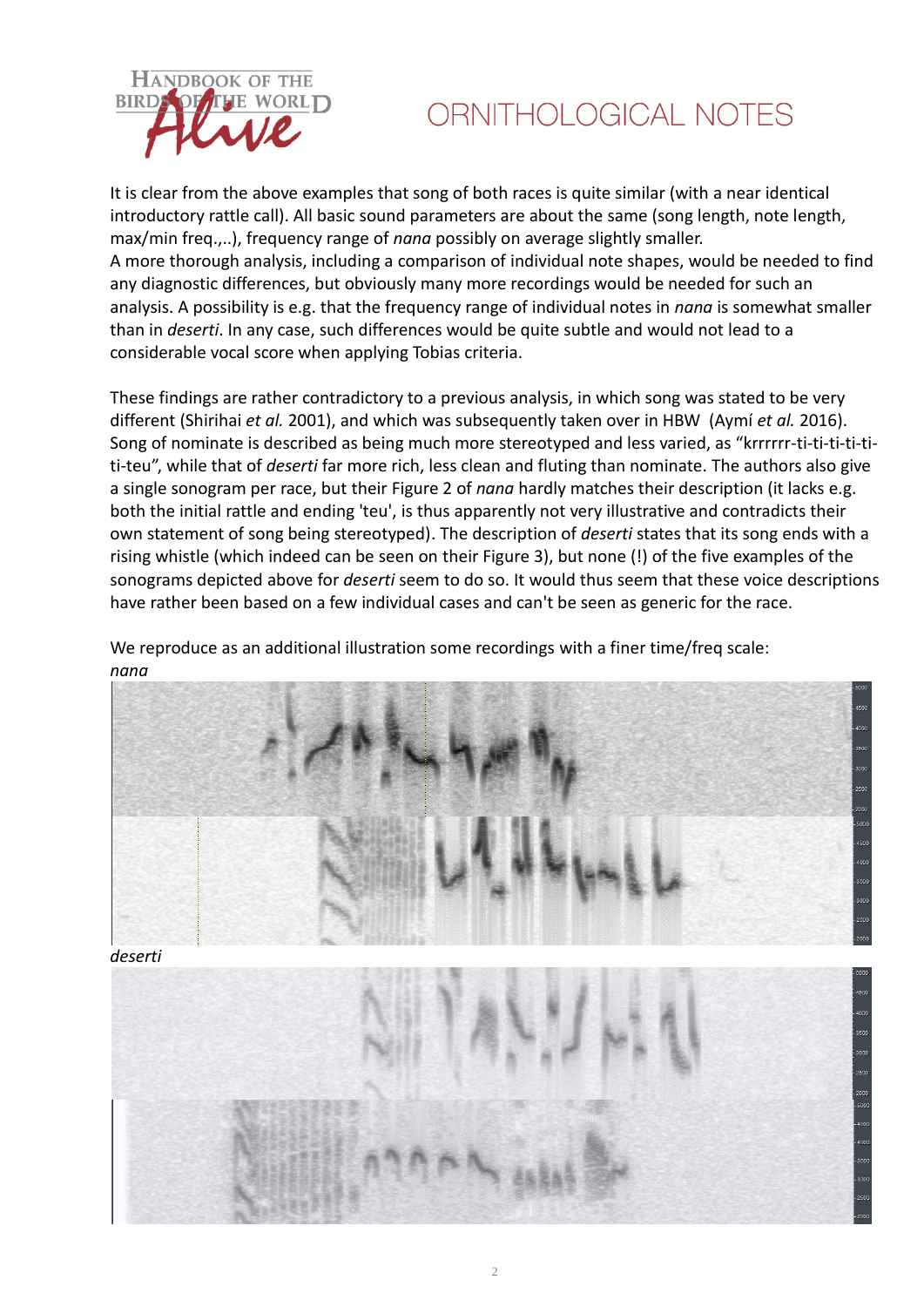It is clear from the above examples that song of both races is quite similar (with a near identical introductory rattle call). All basic sound parameters are about the same (song length, note length, max/min freq.,..), frequency range of *nana* possibly on average slightly smaller.
A more thorough analysis, including a comparison of individual note shapes, would be needed to find any diagnostic differences, but obviously many more recordings would be needed for such an analysis. A possibility is e.g. that the frequency range of individual notes in *nana* is somewhat smaller than in *deserti*. In any case, such differences would be quite subtle and would not lead to a considerable vocal score when applying Tobias criteria.

These findings are rather contradictory to a previous analysis, in which song was stated to be very different (Shirihai *et al.* 2001), and which was subsequently taken over in HBW (Aymí *et al.* 2016). Song of nominate is described as being much more stereotyped and less varied, as "krrrrrr-ti-ti-ti-ti-ti-ti-teu", while that of *deserti* far more rich, less clean and fluting than nominate. The authors also give a single sonogram per race, but their Figure 2 of *nana* hardly matches their description (it lacks e.g. both the initial rattle and ending 'teu', is thus apparently not very illustrative and contradicts their own statement of song being stereotyped). The description of *deserti* states that its song ends with a rising whistle (which indeed can be seen on their Figure 3), but none (!) of the five examples of the sonograms depicted above for *deserti* seem to do so. It would thus seem that these voice descriptions have rather been based on a few individual cases and can't be seen as generic for the race.

We reproduce as an additional illustration some recordings with a finer time/freq scale:

*nana*

*deserti*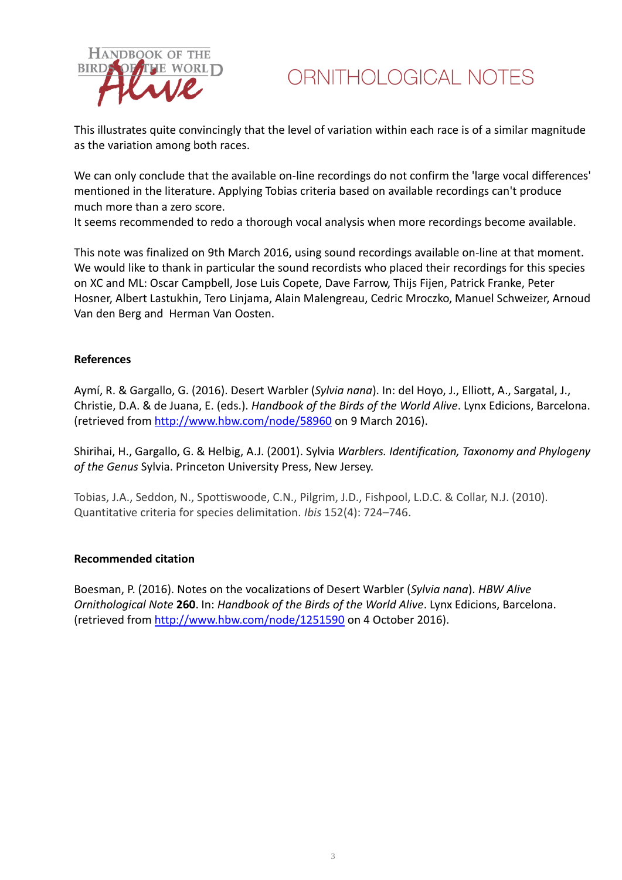This illustrates quite convincingly that the level of variation within each race is of a similar magnitude as the variation among both races.

We can only conclude that the available on-line recordings do not confirm the 'large vocal differences' mentioned in the literature. Applying Tobias criteria based on available recordings can't produce much more than a zero score.
It seems recommended to redo a thorough vocal analysis when more recordings become available.

This note was finalized on 9th March 2016, using sound recordings available on-line at that moment. We would like to thank in particular the sound recordists who placed their recordings for this species on XC and ML: Oscar Campbell, Jose Luis Copete, Dave Farrow, Thijs Fijen, Patrick Franke, Peter Hosner, Albert Lastukhin, Tero Linjama, Alain Malengreau, Cedric Mroczko, Manuel Schweizer, Arnoud Van den Berg and Herman Van Oosten.

**References**

Aymí, R. & Gargallo, G. (2016). Desert Warbler (*Sylvia nana*). In: del Hoyo, J., Elliott, A., Sargatal, J., Christie, D.A. & de Juana, E. (eds.). *Handbook of the Birds of the World Alive*. Lynx Edicions, Barcelona. (retrieved from http://www.hbw.com/node/58960 on 9 March 2016).

Shirihai, H., Gargallo, G. & Helbig, A.J. (2001). Sylvia *Warblers. Identification, Taxonomy and Phylogeny of the Genus* Sylvia. Princeton University Press, New Jersey.

Tobias, J.A., Seddon, N., Spottiswoode, C.N., Pilgrim, J.D., Fishpool, L.D.C. & Collar, N.J. (2010). Quantitative criteria for species delimitation. *Ibis* 152(4): 724–746.

**Recommended citation**

Boesman, P. (2016). Notes on the vocalizations of Desert Warbler (*Sylvia nana*). *HBW Alive Ornithological Note* **260**. In: *Handbook of the Birds of the World Alive*. Lynx Edicions, Barcelona. (retrieved from http://www.hbw.com/node/1251590 on 4 October 2016).